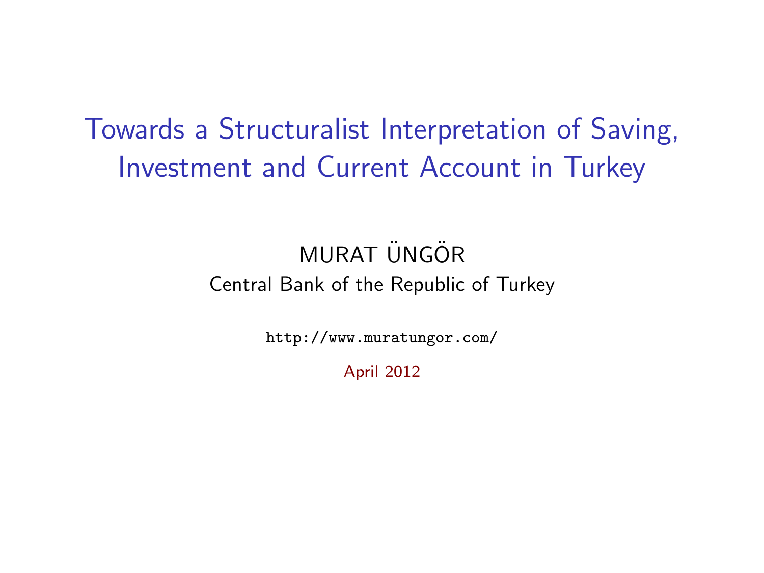# Towards a Structuralist Interpretation of Saving, Investment and Current Account in Turkey

MURAT ÜNGÖR

Central Bank of the Republic of Turkey

http://www.muratungor.com/

April 2012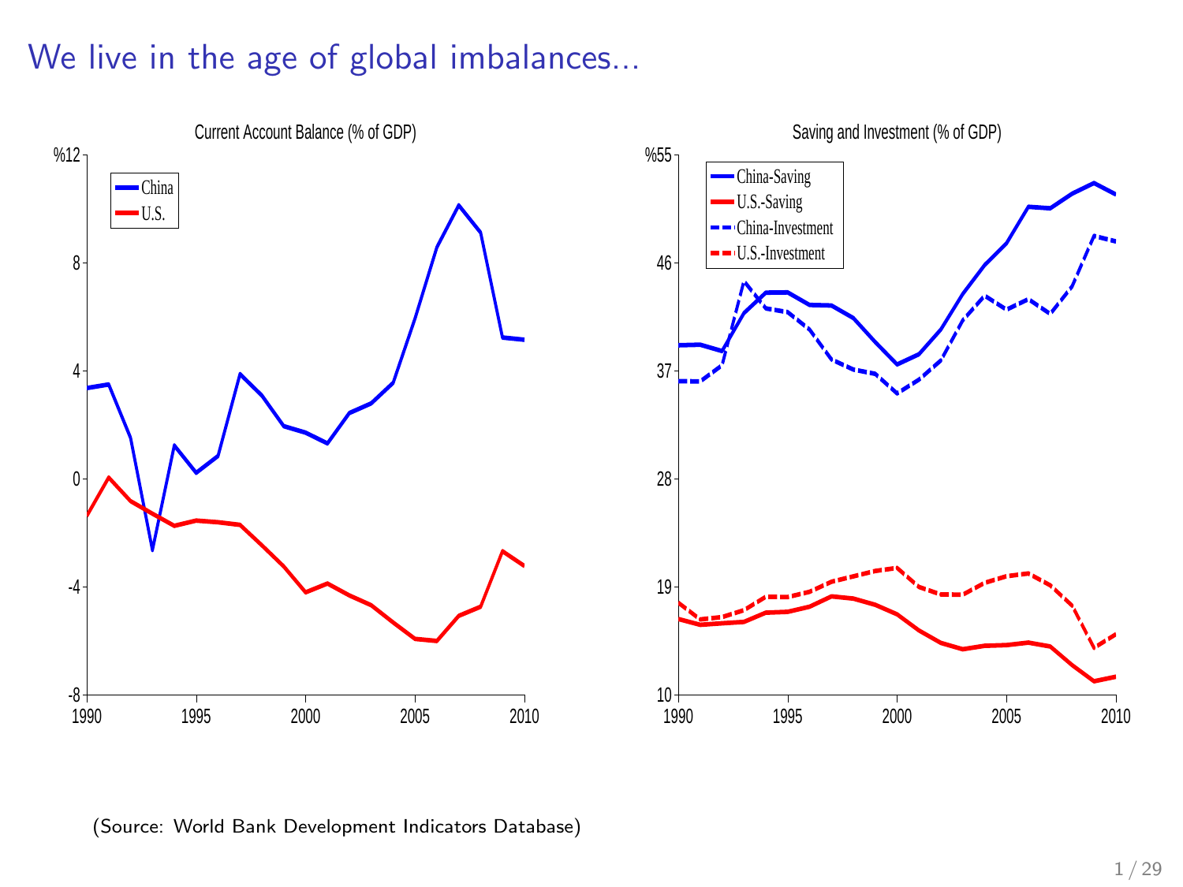# We live in the age of global imbalances...

Current Account Balance (% of GDP)

Saving and Investment (% of GDP)

(Source: World Bank Development Indicators Database)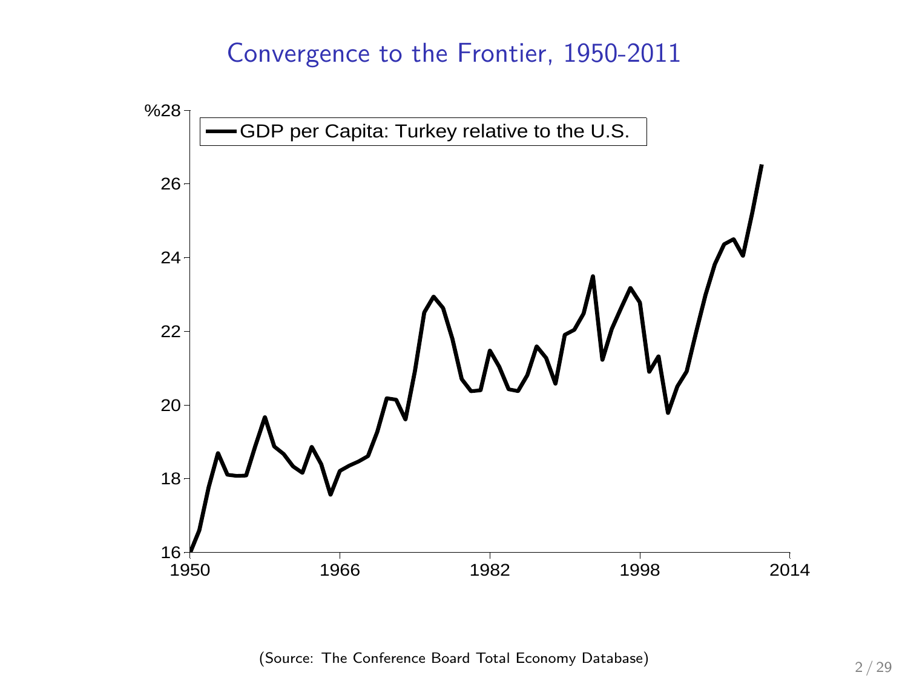## Convergence to the Frontier, 1950-2011

(Source: The Conference Board Total Economy Database)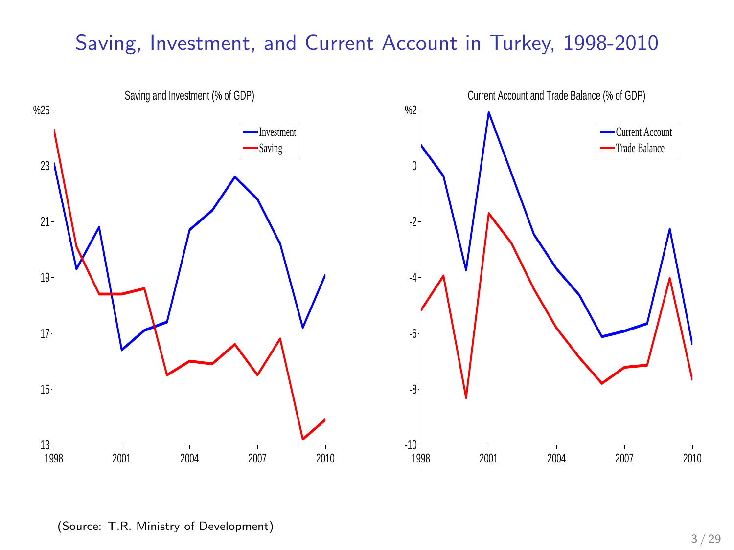# Saving, Investment, and Current Account in Turkey, 1998-2010

(Source: T.R. Ministry of Development)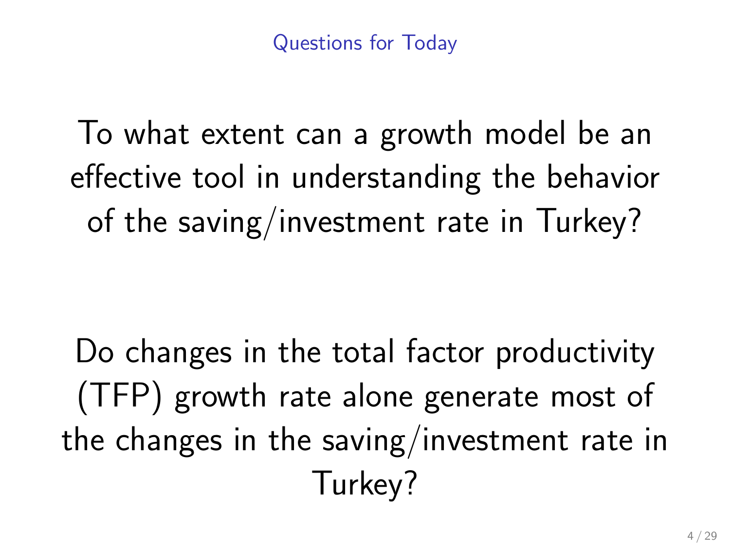## Questions for Today

To what extent can a growth model be an effective tool in understanding the behavior of the saving/investment rate in Turkey?

Do changes in the total factor productivity (TFP) growth rate alone generate most of the changes in the saving/investment rate in Turkey?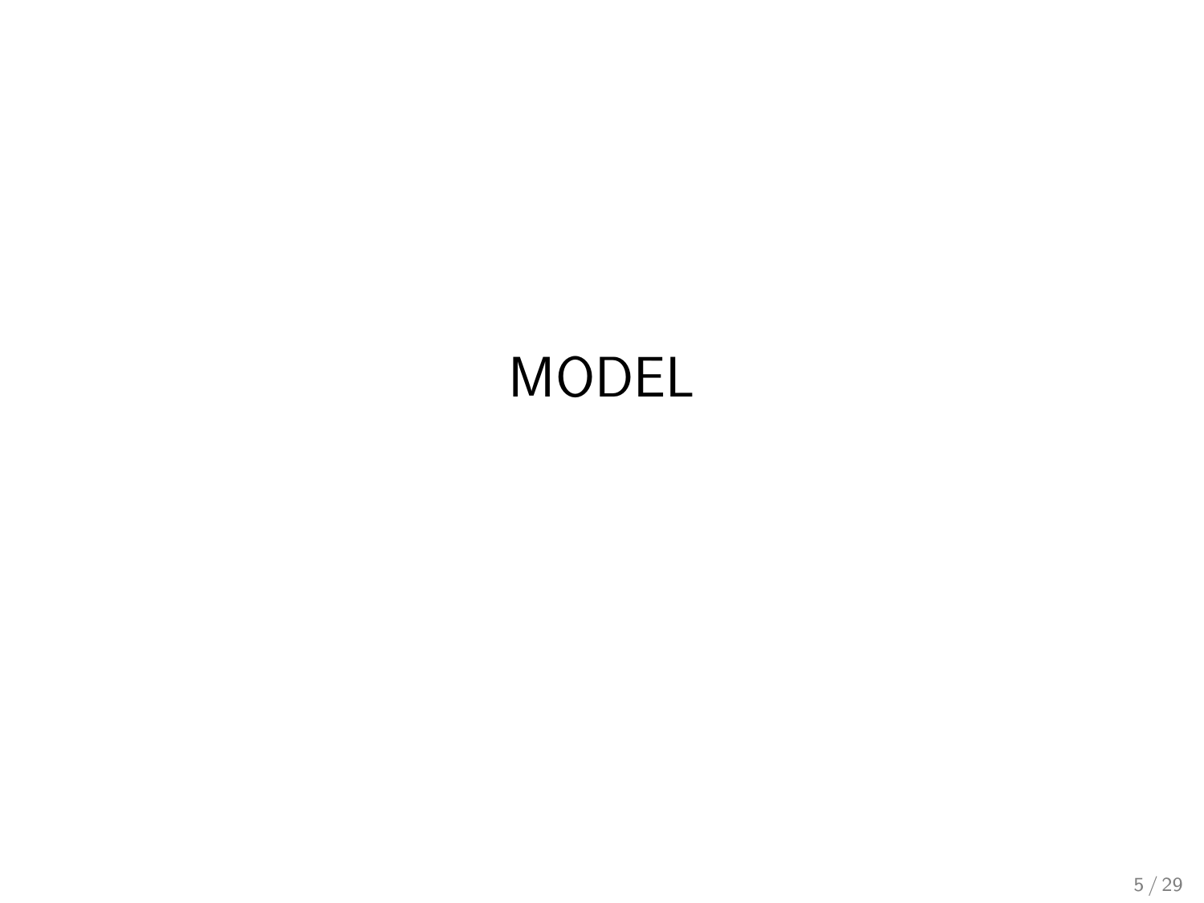# MODEL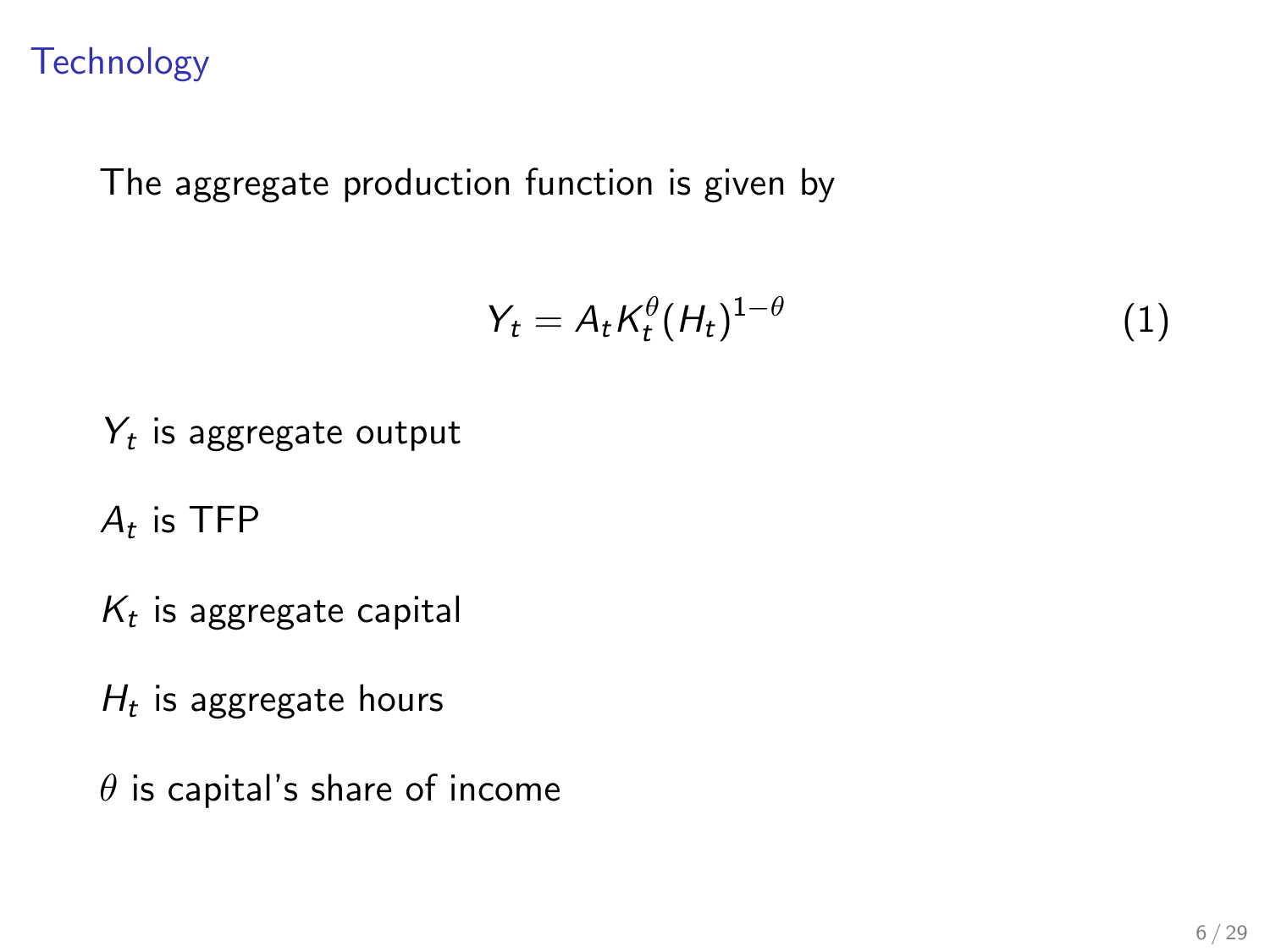## Technology

The aggregate production function is given by

$$Y_t = A_t K_t^{\theta} (H_t)^{1-\theta} \tag{1}$$

$Y_t$ is aggregate output

$A_t$ is TFP

$K_t$ is aggregate capital

$H_t$ is aggregate hours

$\theta$ is capital's share of income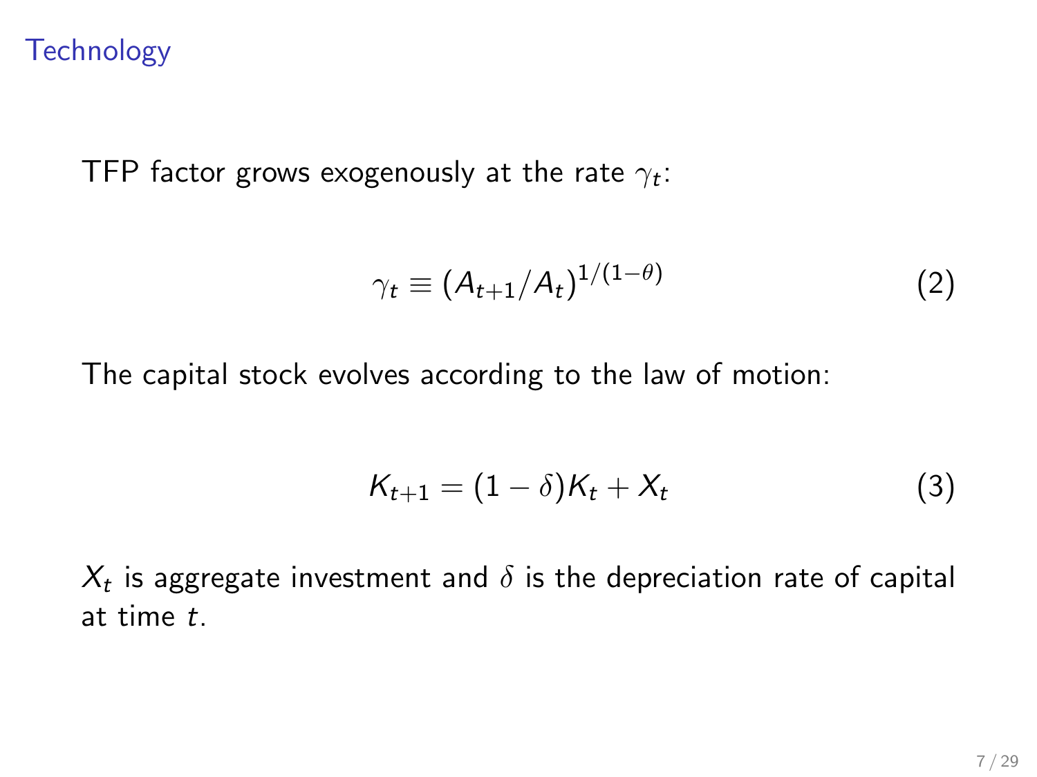## Technology

TFP factor grows exogenously at the rate $\gamma_t$:

$$\gamma_t \equiv (A_{t+1}/A_t)^{1/(1-\theta)} \tag{2}$$

The capital stock evolves according to the law of motion:

$$K_{t+1} = (1-\delta)K_t + X_t \tag{3}$$

$X_t$ is aggregate investment and $\delta$ is the depreciation rate of capital at time $t$.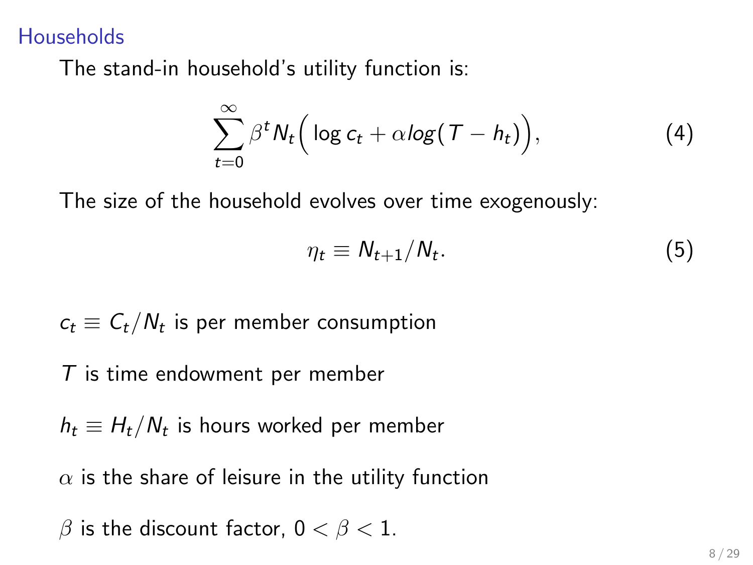## Households

The stand-in household's utility function is:

$$\sum_{t=0}^{\infty} \beta^t N_t \Big( \log c_t + \alpha log(T - h_t) \Big), \tag{4}$$

The size of the household evolves over time exogenously:

$$\eta_t \equiv N_{t+1}/N_t. \tag{5}$$

$c_t \equiv C_t/N_t$ is per member consumption

$T$ is time endowment per member

$h_t \equiv H_t/N_t$ is hours worked per member

$\alpha$ is the share of leisure in the utility function

$\beta$ is the discount factor, $0 < \beta < 1$.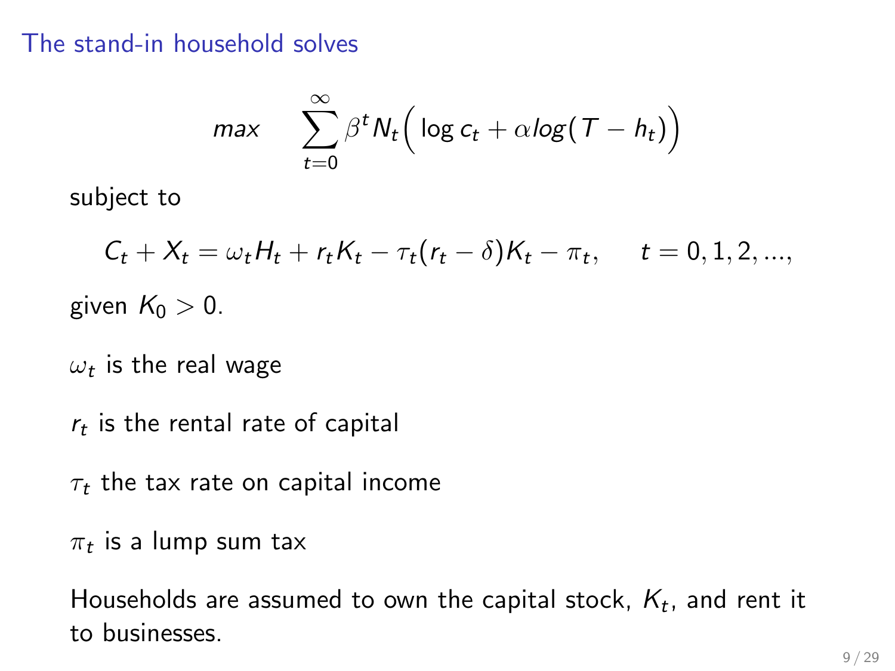## The stand-in household solves

$$\max \quad \sum_{t=0}^{\infty} \beta^t N_t \Big( \log c_t + \alpha log(T - h_t) \Big)$$

subject to

$$C_t + X_t = \omega_t H_t + r_t K_t - \tau_t (r_t - \delta) K_t - \pi_t, \qquad t = 0, 1, 2, ...,$$

given $K_0 > 0$.

$\omega_t$ is the real wage

$r_t$ is the rental rate of capital

$\tau_t$ the tax rate on capital income

$\pi_t$ is a lump sum tax

Households are assumed to own the capital stock, $K_t$, and rent it to businesses.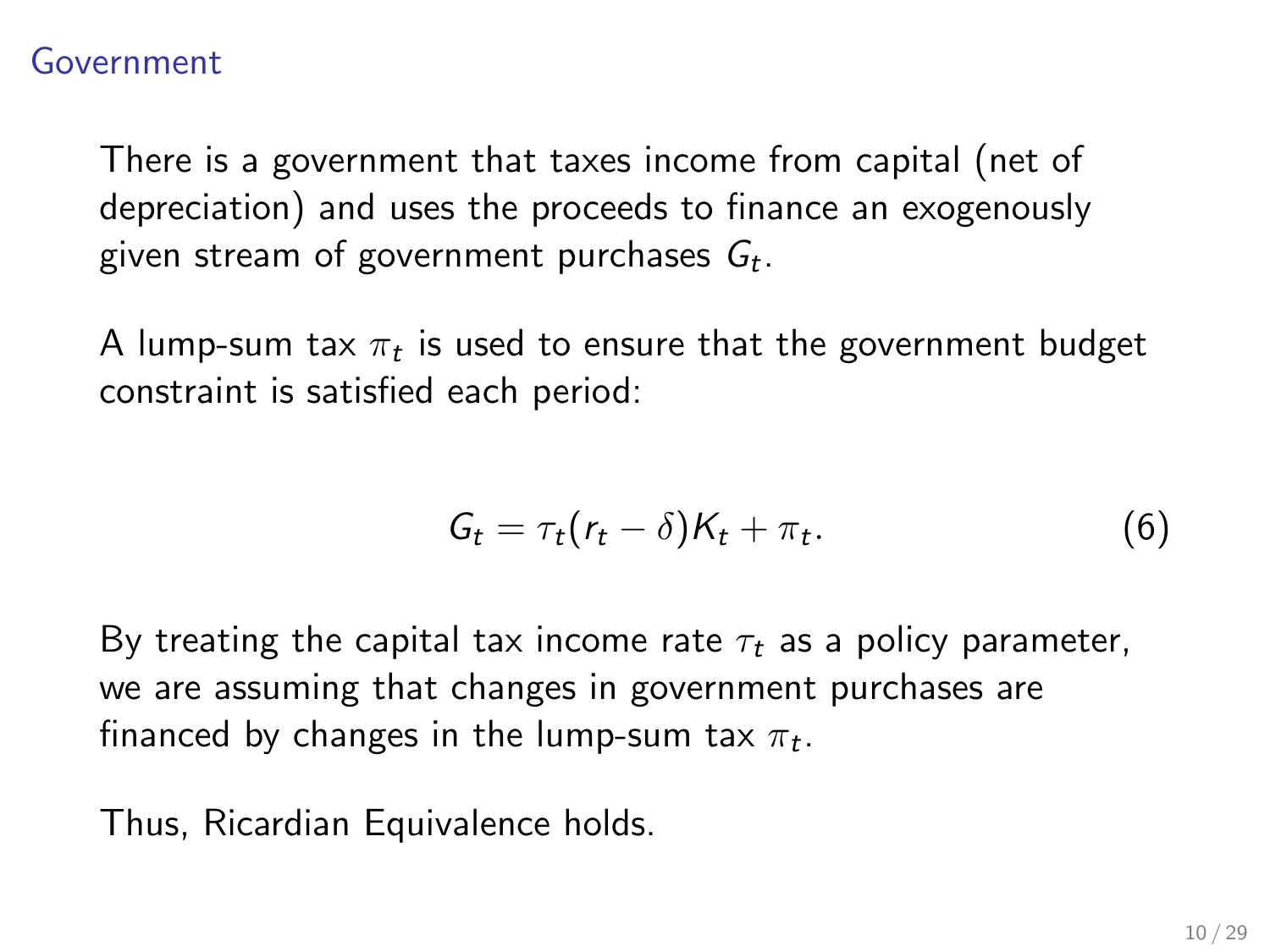## Government

There is a government that taxes income from capital (net of depreciation) and uses the proceeds to finance an exogenously given stream of government purchases $G_t$.

A lump-sum tax $\pi_t$ is used to ensure that the government budget constraint is satisfied each period:

$$G_t = \tau_t(r_t - \delta)K_t + \pi_t. \tag{6}$$

By treating the capital tax income rate $\tau_t$ as a policy parameter, we are assuming that changes in government purchases are financed by changes in the lump-sum tax $\pi_t$.

Thus, Ricardian Equivalence holds.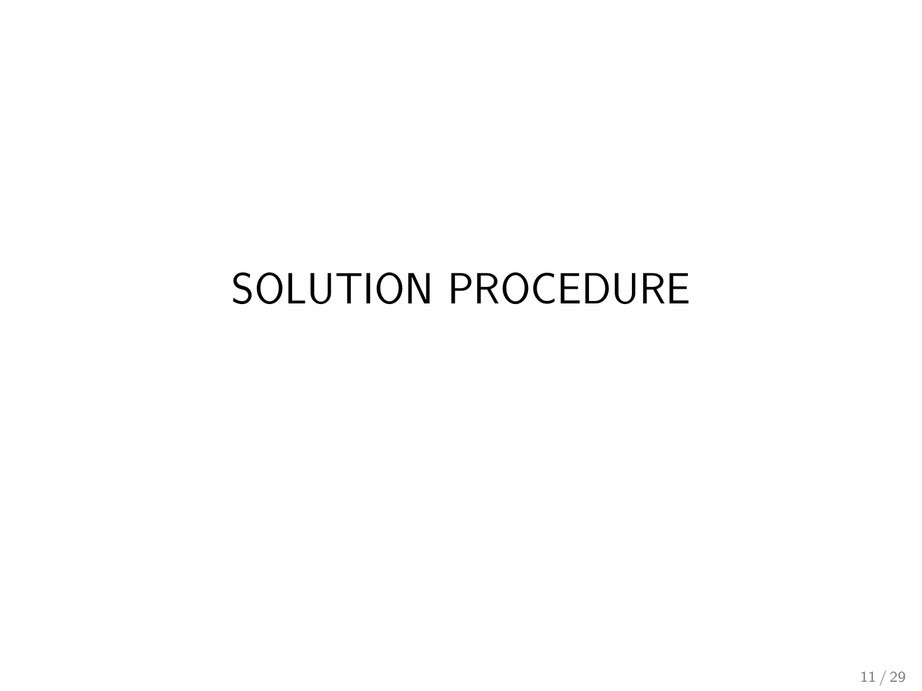# SOLUTION PROCEDURE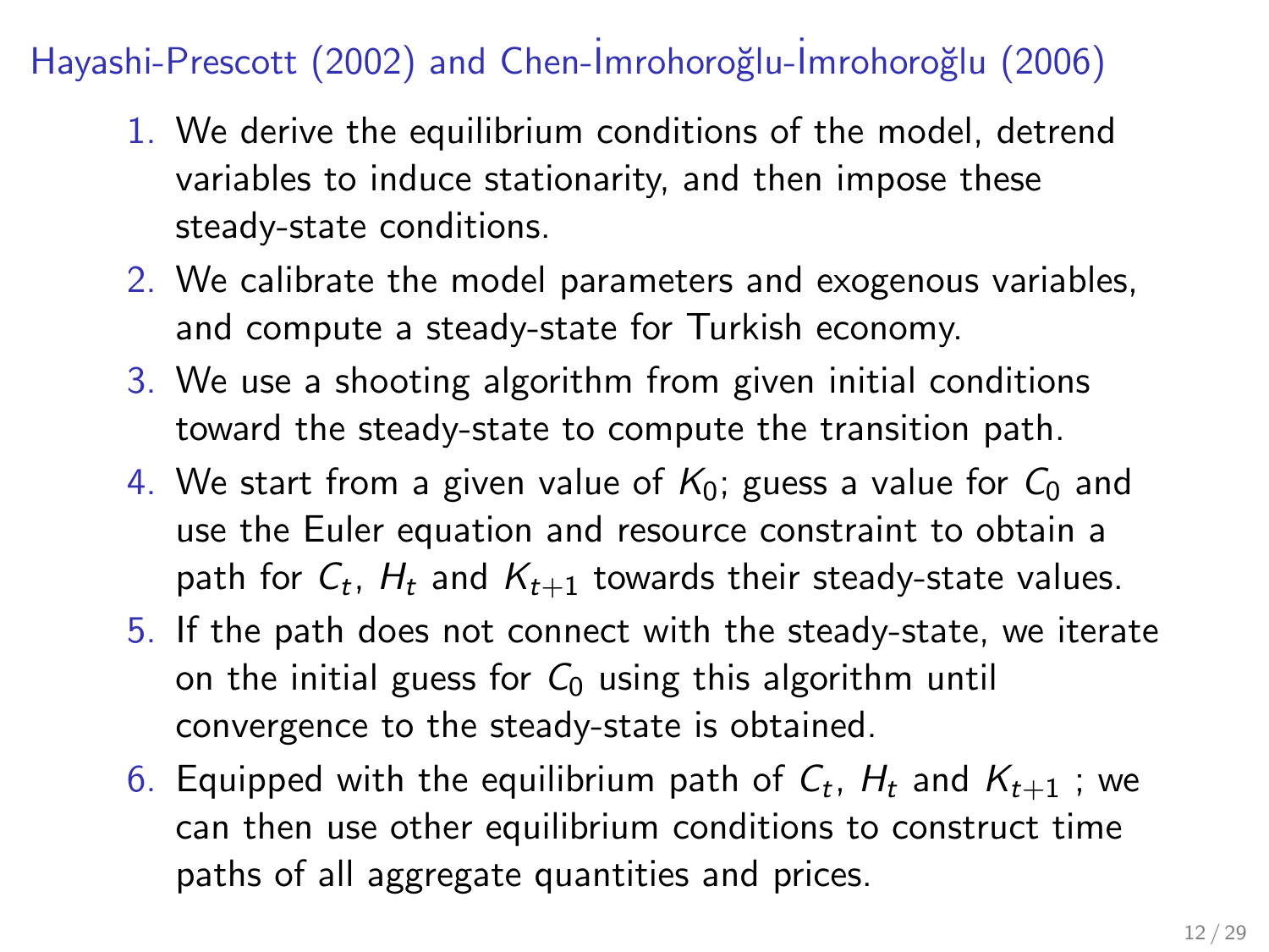## Hayashi-Prescott (2002) and Chen-İmrohoroğlu-İmrohoroğlu (2006)

1. We derive the equilibrium conditions of the model, detrend variables to induce stationarity, and then impose these steady-state conditions.
2. We calibrate the model parameters and exogenous variables, and compute a steady-state for Turkish economy.
3. We use a shooting algorithm from given initial conditions toward the steady-state to compute the transition path.
4. We start from a given value of $K_0$; guess a value for $C_0$ and use the Euler equation and resource constraint to obtain a path for $C_t$, $H_t$ and $K_{t+1}$ towards their steady-state values.
5. If the path does not connect with the steady-state, we iterate on the initial guess for $C_0$ using this algorithm until convergence to the steady-state is obtained.
6. Equipped with the equilibrium path of $C_t$, $H_t$ and $K_{t+1}$ ; we can then use other equilibrium conditions to construct time paths of all aggregate quantities and prices.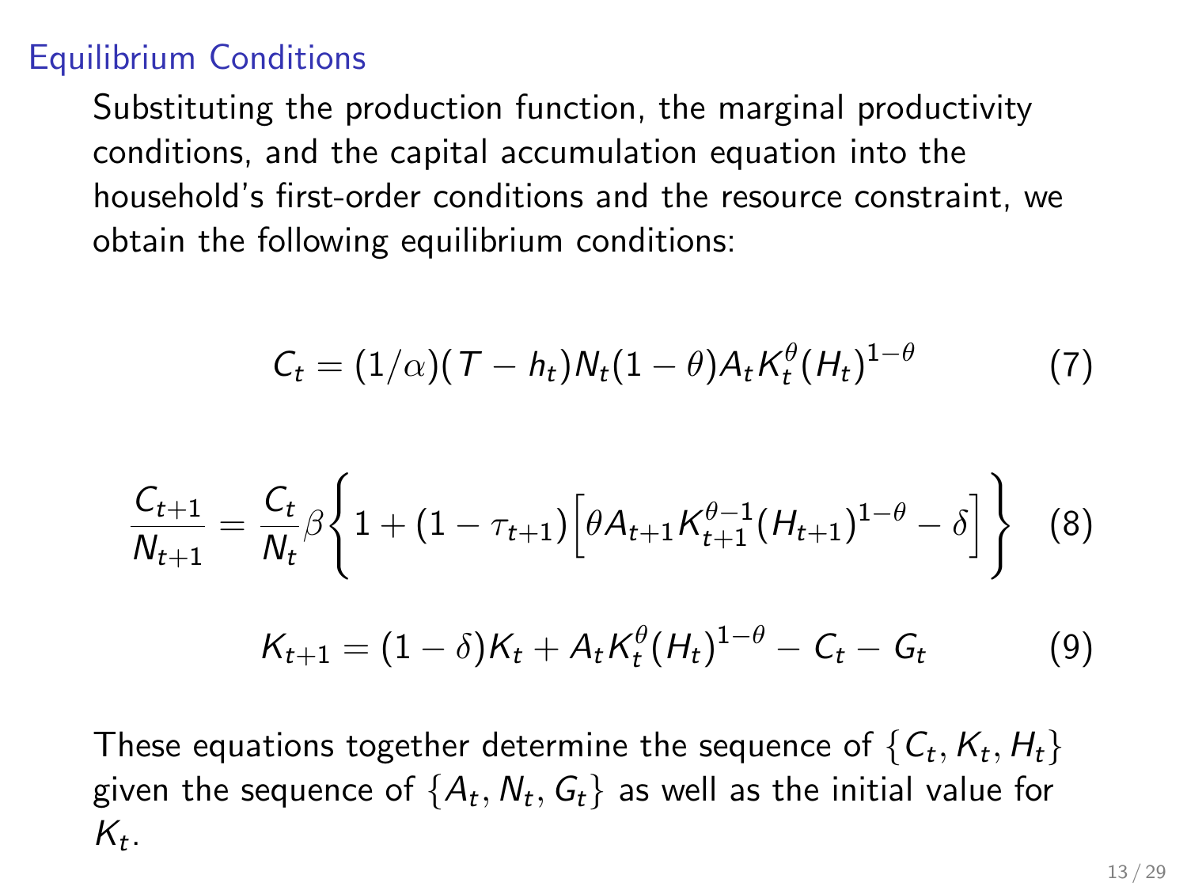## Equilibrium Conditions

Substituting the production function, the marginal productivity conditions, and the capital accumulation equation into the household's first-order conditions and the resource constraint, we obtain the following equilibrium conditions:

$$C_t = (1/\alpha)(T - h_t)N_t(1-\theta)A_t K_t^{\theta}(H_t)^{1-\theta} \tag{7}$$

$$\frac{C_{t+1}}{N_{t+1}} = \frac{C_t}{N_t}\beta\left\{1 + (1-\tau_{t+1})\left[\theta A_{t+1}K_{t+1}^{\theta-1}(H_{t+1})^{1-\theta} - \delta\right]\right\} \tag{8}$$

$$K_{t+1} = (1-\delta)K_t + A_t K_t^{\theta}(H_t)^{1-\theta} - C_t - G_t \tag{9}$$

These equations together determine the sequence of $\{C_t, K_t, H_t\}$ given the sequence of $\{A_t, N_t, G_t\}$ as well as the initial value for $K_t$.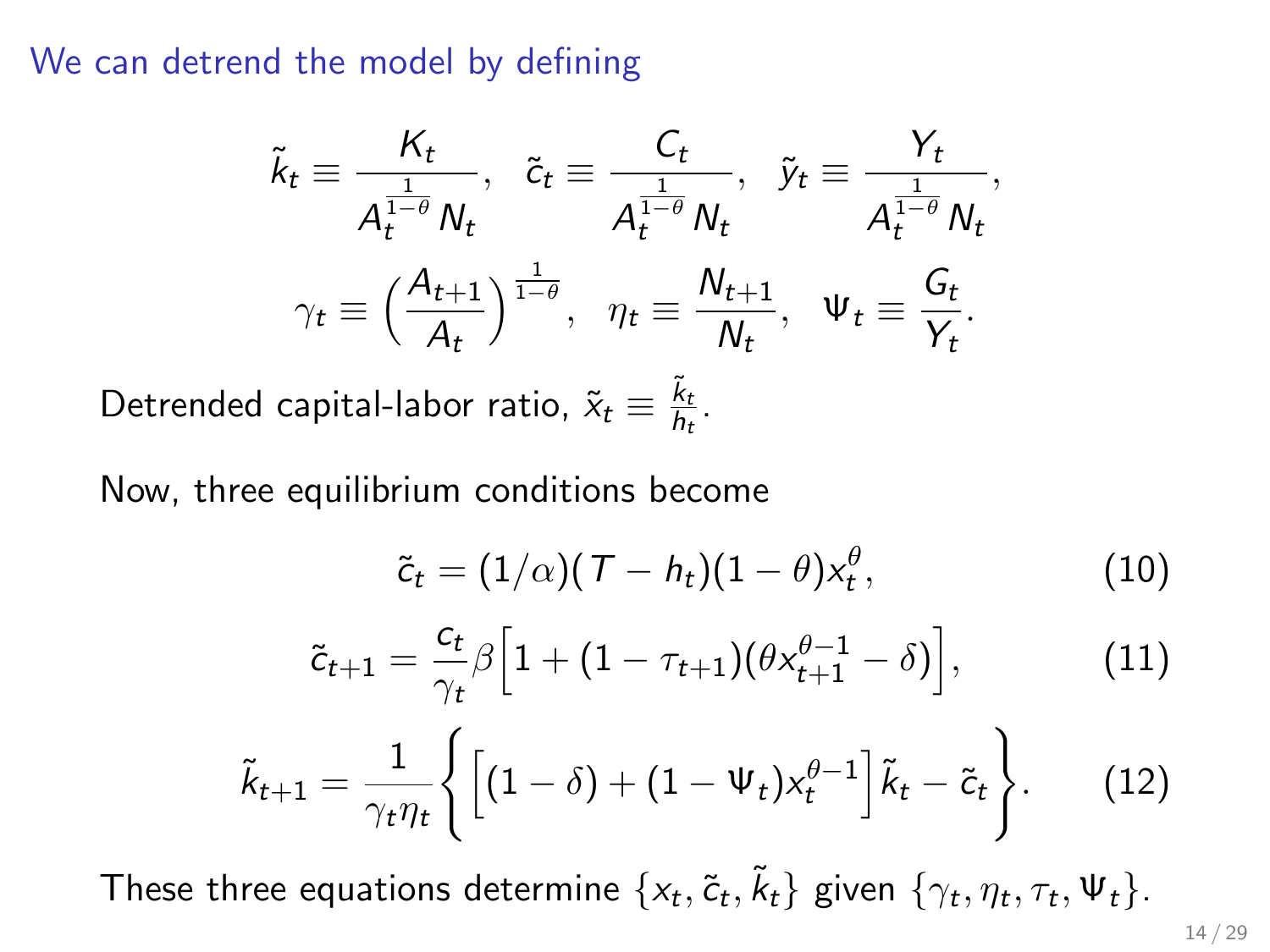We can detrend the model by defining

$$\tilde{k}_t \equiv \frac{K_t}{A_t^{\frac{1}{1-\theta}} N_t}, \quad \tilde{c}_t \equiv \frac{C_t}{A_t^{\frac{1}{1-\theta}} N_t}, \quad \tilde{y}_t \equiv \frac{Y_t}{A_t^{\frac{1}{1-\theta}} N_t},$$

$$\gamma_t \equiv \left(\frac{A_{t+1}}{A_t}\right)^{\frac{1}{1-\theta}}, \quad \eta_t \equiv \frac{N_{t+1}}{N_t}, \quad \Psi_t \equiv \frac{G_t}{Y_t}.$$

Detrended capital-labor ratio, $\tilde{x}_t \equiv \frac{\tilde{k}_t}{h_t}$.

Now, three equilibrium conditions become

$$\tilde{c}_t = (1/\alpha)(T - h_t)(1-\theta)x_t^{\theta}, \tag{10}$$

$$\tilde{c}_{t+1} = \frac{c_t}{\gamma_t}\beta\Big[1 + (1-\tau_{t+1})(\theta x_{t+1}^{\theta-1} - \delta)\Big], \tag{11}$$

$$\tilde{k}_{t+1} = \frac{1}{\gamma_t \eta_t}\left\{\Big[(1-\delta) + (1-\Psi_t)x_t^{\theta-1}\Big]\tilde{k}_t - \tilde{c}_t\right\}. \tag{12}$$

These three equations determine $\{x_t, \tilde{c}_t, \tilde{k}_t\}$ given $\{\gamma_t, \eta_t, \tau_t, \Psi_t\}$.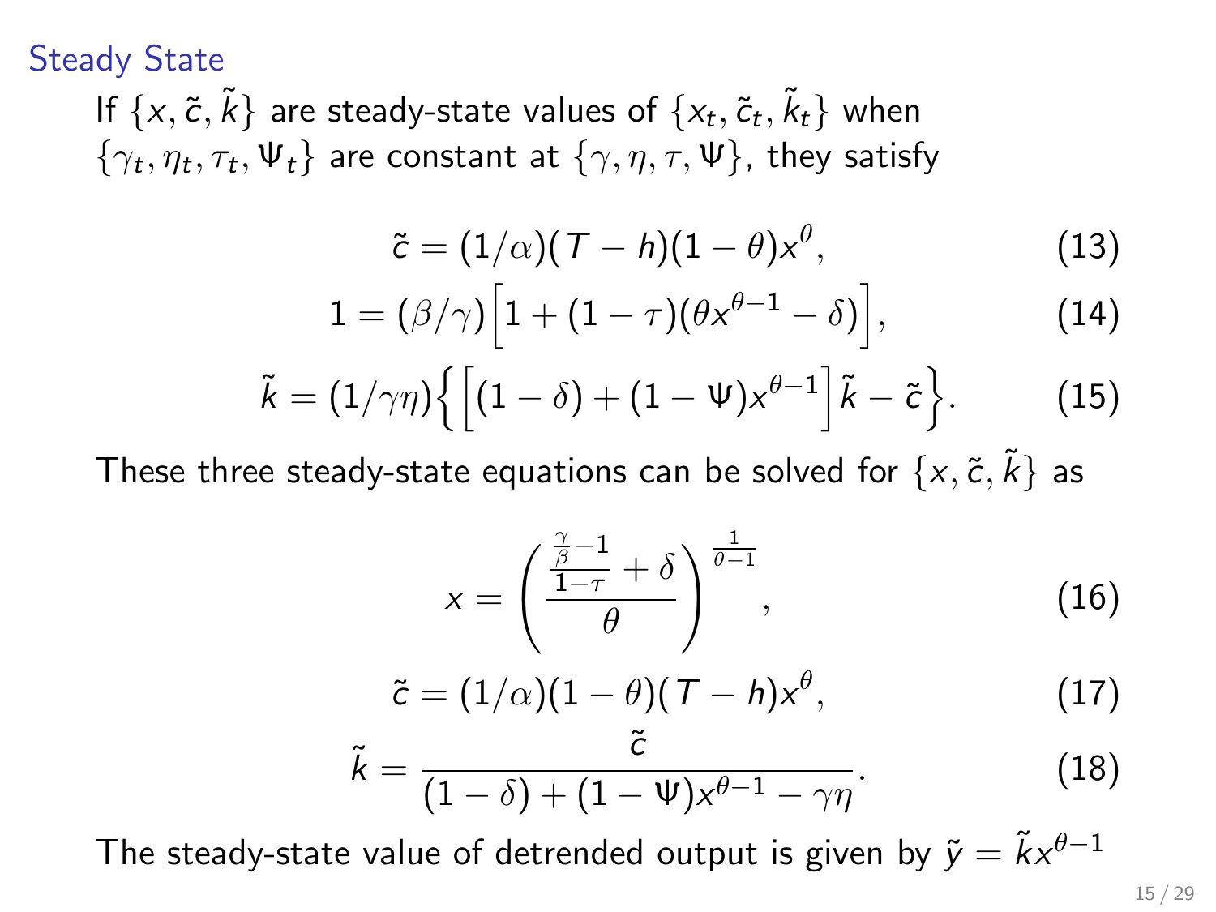## Steady State

If $\{x, \tilde{c}, \tilde{k}\}$ are steady-state values of $\{x_t, \tilde{c}_t, \tilde{k}_t\}$ when $\{\gamma_t, \eta_t, \tau_t, \Psi_t\}$ are constant at $\{\gamma, \eta, \tau, \Psi\}$, they satisfy

$$\tilde{c} = (1/\alpha)(T - h)(1 - \theta)x^{\theta}, \tag{13}$$

$$1 = (\beta/\gamma)\Big[1 + (1 - \tau)(\theta x^{\theta - 1} - \delta)\Big], \tag{14}$$

$$\tilde{k} = (1/\gamma\eta)\Big\{\Big[(1 - \delta) + (1 - \Psi)x^{\theta - 1}\Big]\tilde{k} - \tilde{c}\Big\}. \tag{15}$$

These three steady-state equations can be solved for $\{x, \tilde{c}, \tilde{k}\}$ as

$$x = \left(\frac{\frac{\frac{\gamma}{\beta} - 1}{1 - \tau} + \delta}{\theta}\right)^{\frac{1}{\theta - 1}}, \tag{16}$$

$$\tilde{c} = (1/\alpha)(1 - \theta)(T - h)x^{\theta}, \tag{17}$$

$$\tilde{k} = \frac{\tilde{c}}{(1 - \delta) + (1 - \Psi)x^{\theta - 1} - \gamma\eta}. \tag{18}$$

The steady-state value of detrended output is given by $\tilde{y} = \tilde{k}x^{\theta - 1}$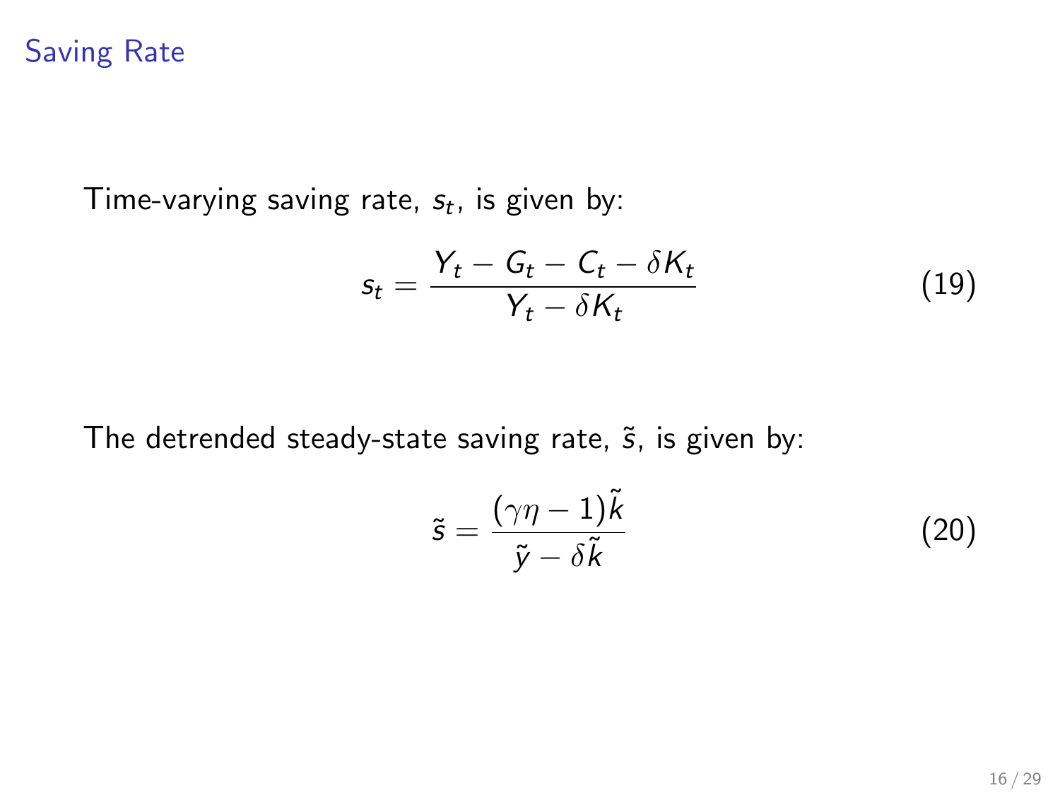## Saving Rate

Time-varying saving rate, $s_t$, is given by:

$$s_t = \frac{Y_t - G_t - C_t - \delta K_t}{Y_t - \delta K_t} \tag{19}$$

The detrended steady-state saving rate, $\tilde{s}$, is given by:

$$\tilde{s} = \frac{(\gamma\eta - 1)\tilde{k}}{\tilde{y} - \delta\tilde{k}} \tag{20}$$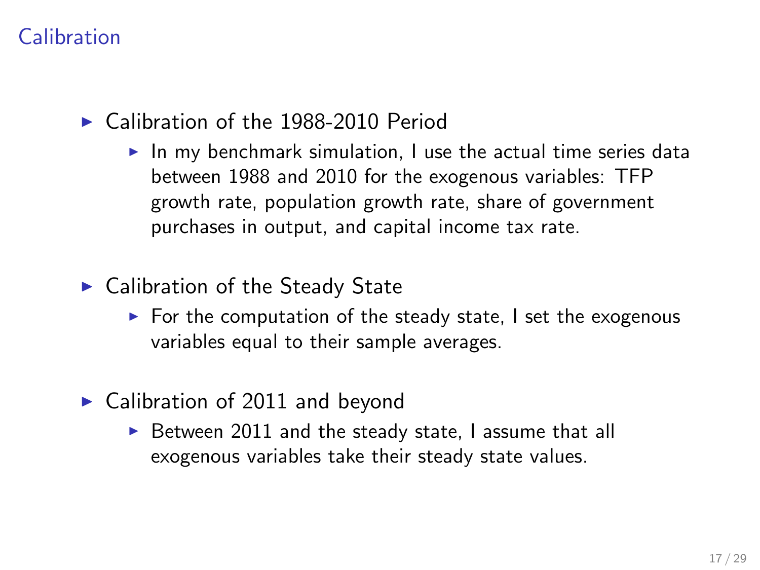## Calibration

- Calibration of the 1988-2010 Period
  - In my benchmark simulation, I use the actual time series data between 1988 and 2010 for the exogenous variables: TFP growth rate, population growth rate, share of government purchases in output, and capital income tax rate.
- Calibration of the Steady State
  - For the computation of the steady state, I set the exogenous variables equal to their sample averages.
- Calibration of 2011 and beyond
  - Between 2011 and the steady state, I assume that all exogenous variables take their steady state values.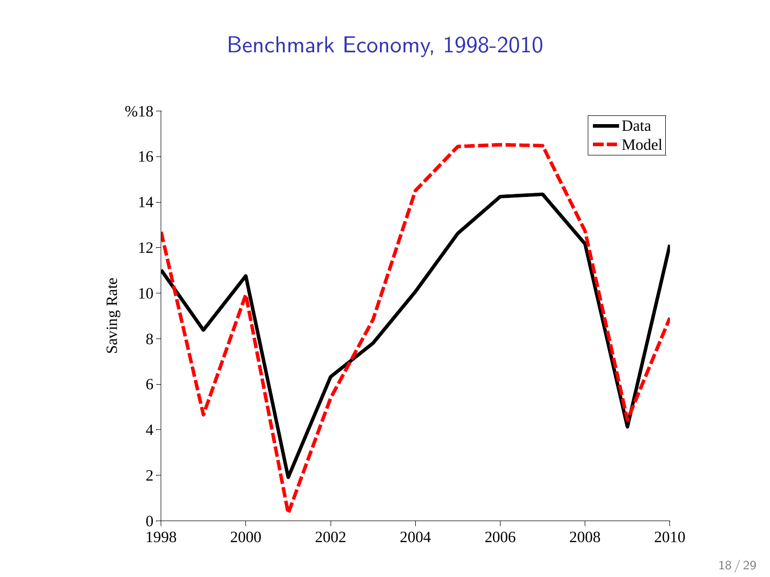# Benchmark Economy, 1998-2010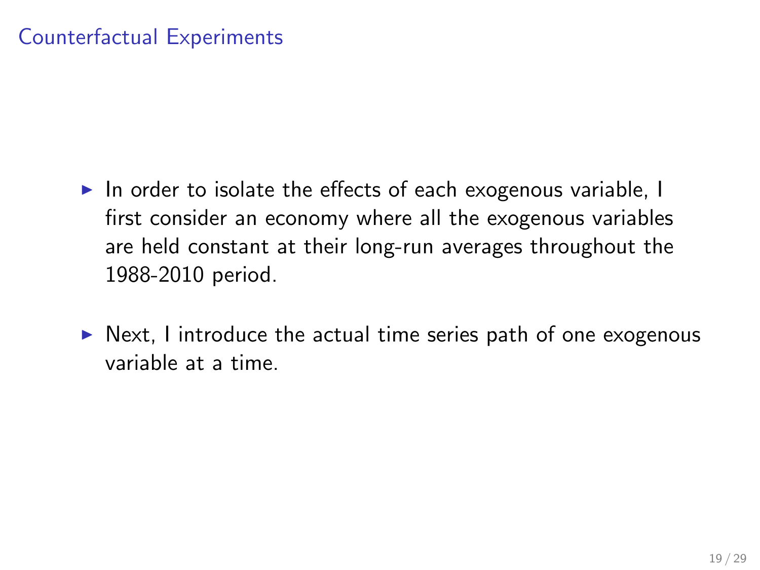# Counterfactual Experiments

- In order to isolate the effects of each exogenous variable, I first consider an economy where all the exogenous variables are held constant at their long-run averages throughout the 1988-2010 period.
- Next, I introduce the actual time series path of one exogenous variable at a time.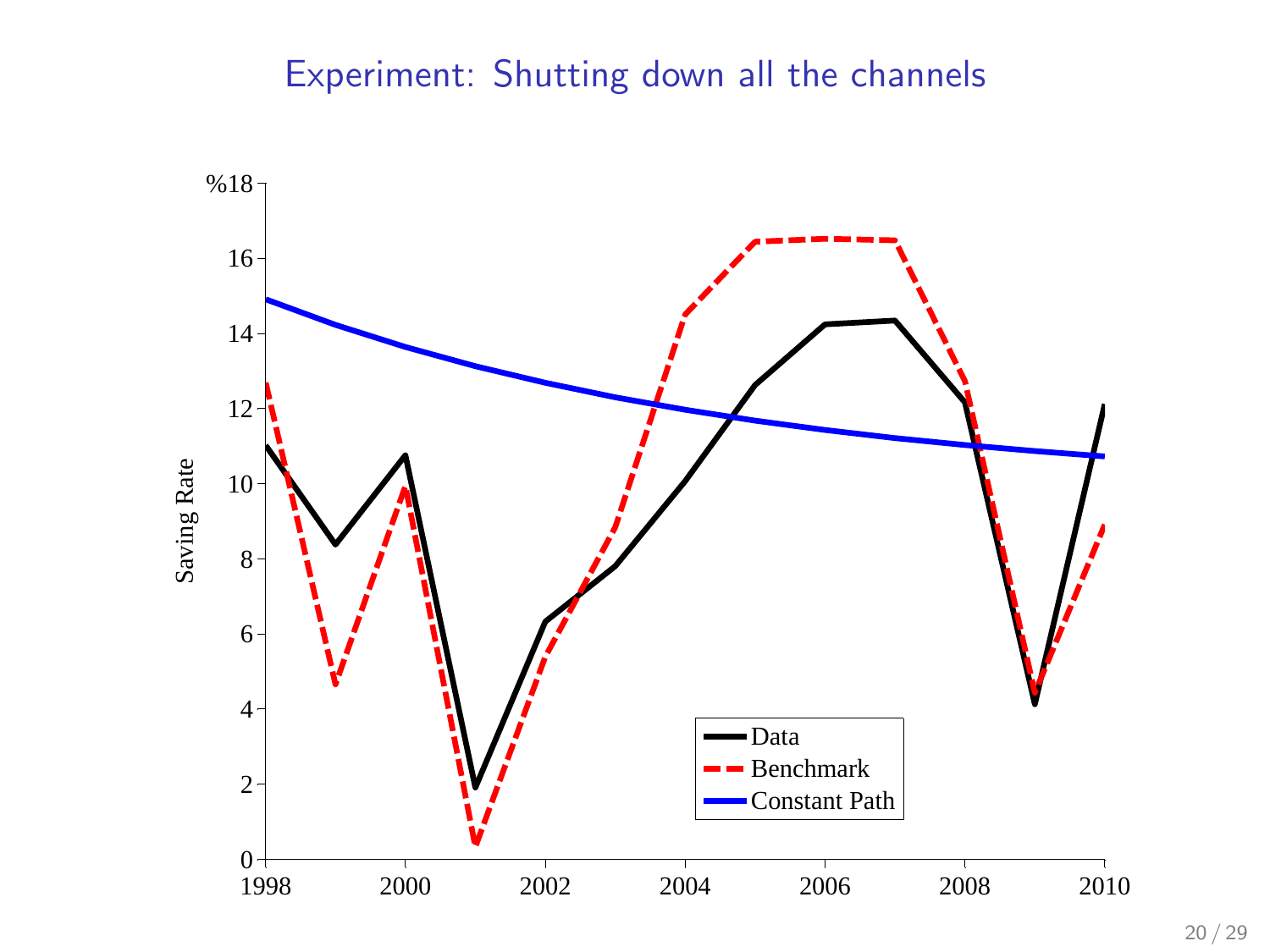# Experiment: Shutting down all the channels

%18

16

14

12

10

8

6

4

2

0

Saving Rate

1998 2000 2002 2004 2006 2008 2010

Data

Benchmark

Constant Path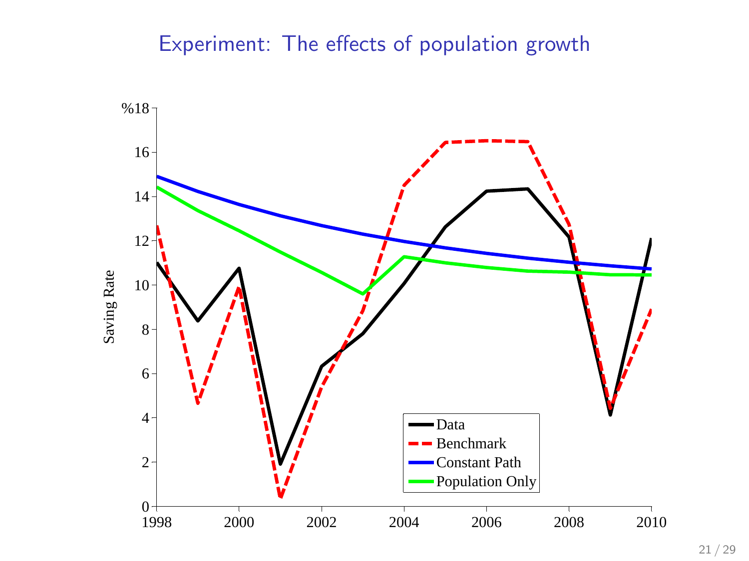# Experiment: The effects of population growth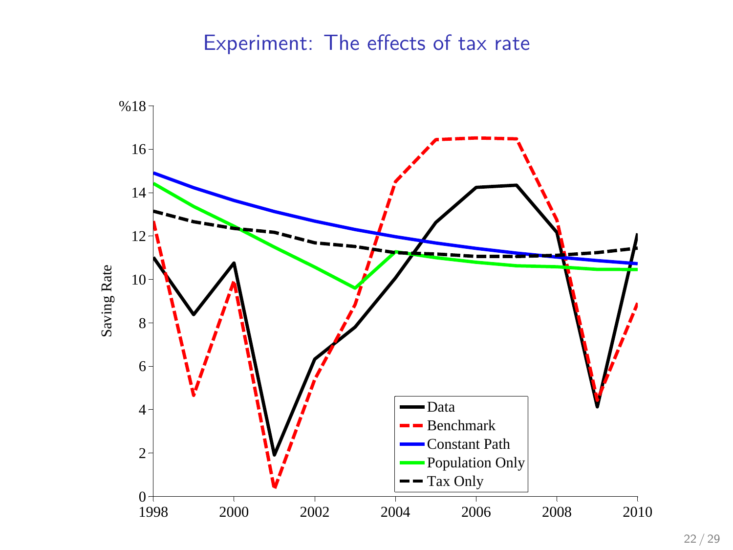# Experiment: The effects of tax rate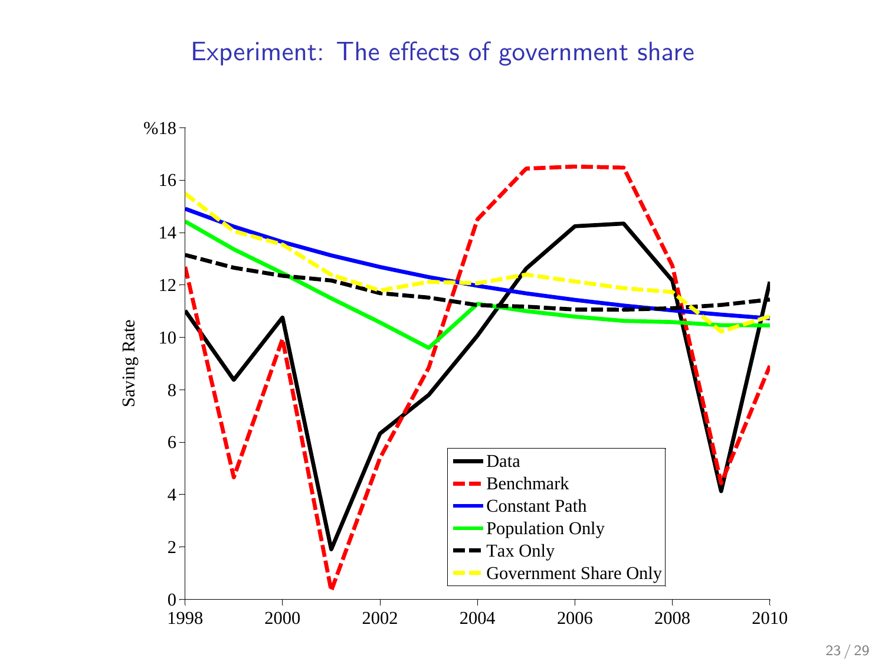# Experiment: The effects of government share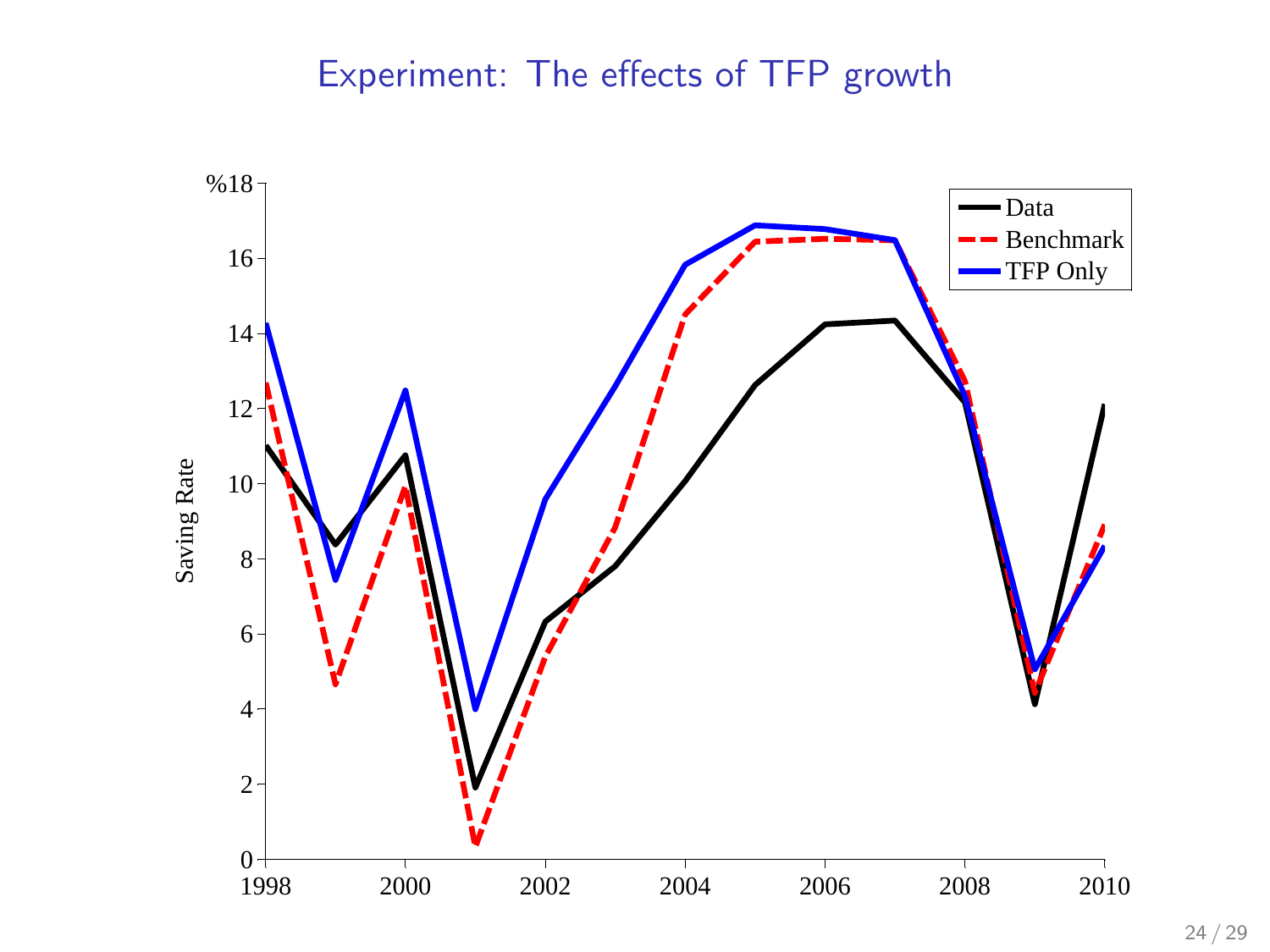# Experiment: The effects of TFP growth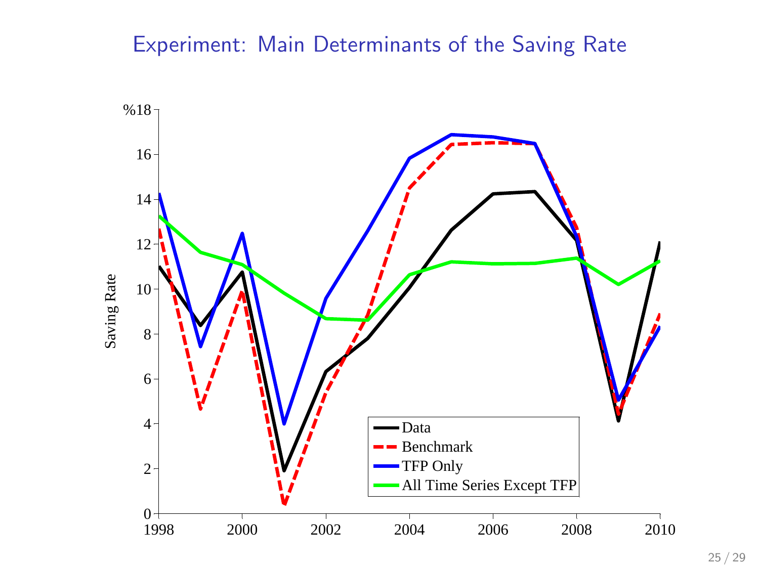# Experiment: Main Determinants of the Saving Rate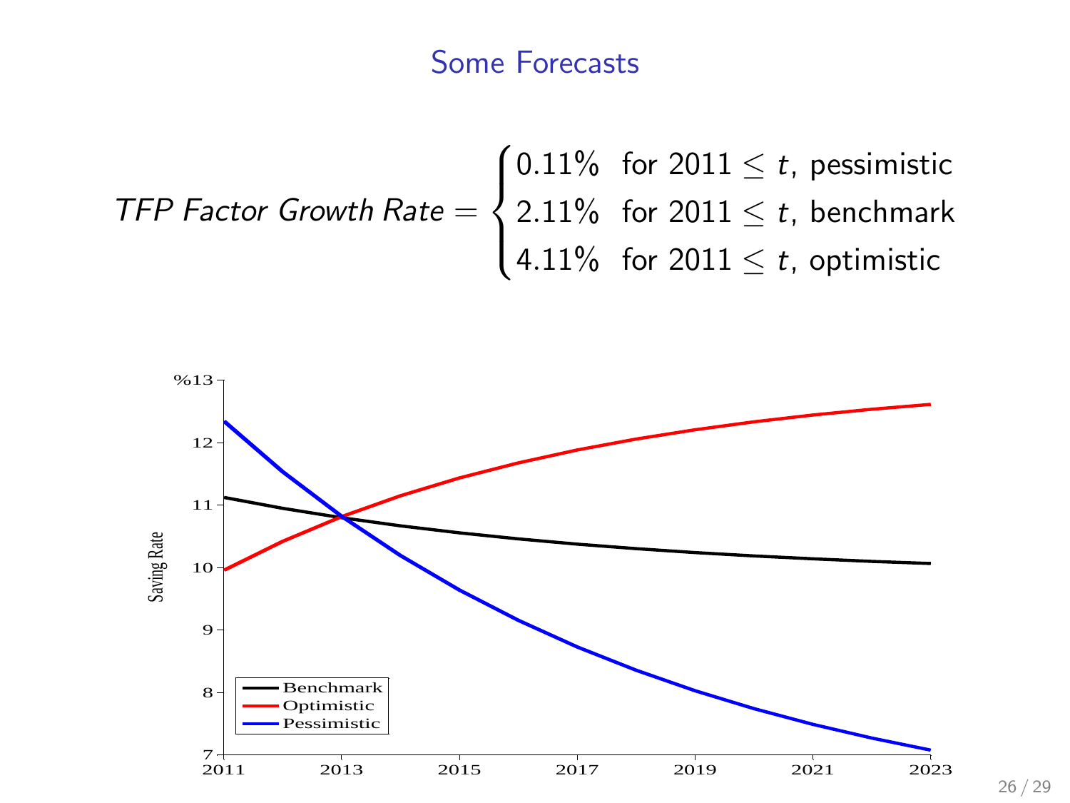# Some Forecasts

$$\textit{TFP Factor Growth Rate} = \begin{cases} 0.11\% & \text{for } 2011 \leq t, \text{ pessimistic} \\ 2.11\% & \text{for } 2011 \leq t, \text{ benchmark} \\ 4.11\% & \text{for } 2011 \leq t, \text{ optimistic} \end{cases}$$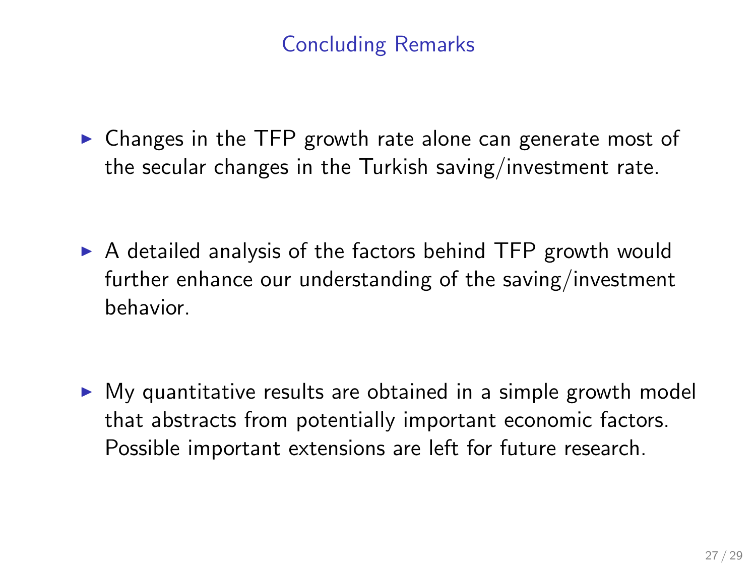# Concluding Remarks

- Changes in the TFP growth rate alone can generate most of the secular changes in the Turkish saving/investment rate.

- A detailed analysis of the factors behind TFP growth would further enhance our understanding of the saving/investment behavior.

- My quantitative results are obtained in a simple growth model that abstracts from potentially important economic factors. Possible important extensions are left for future research.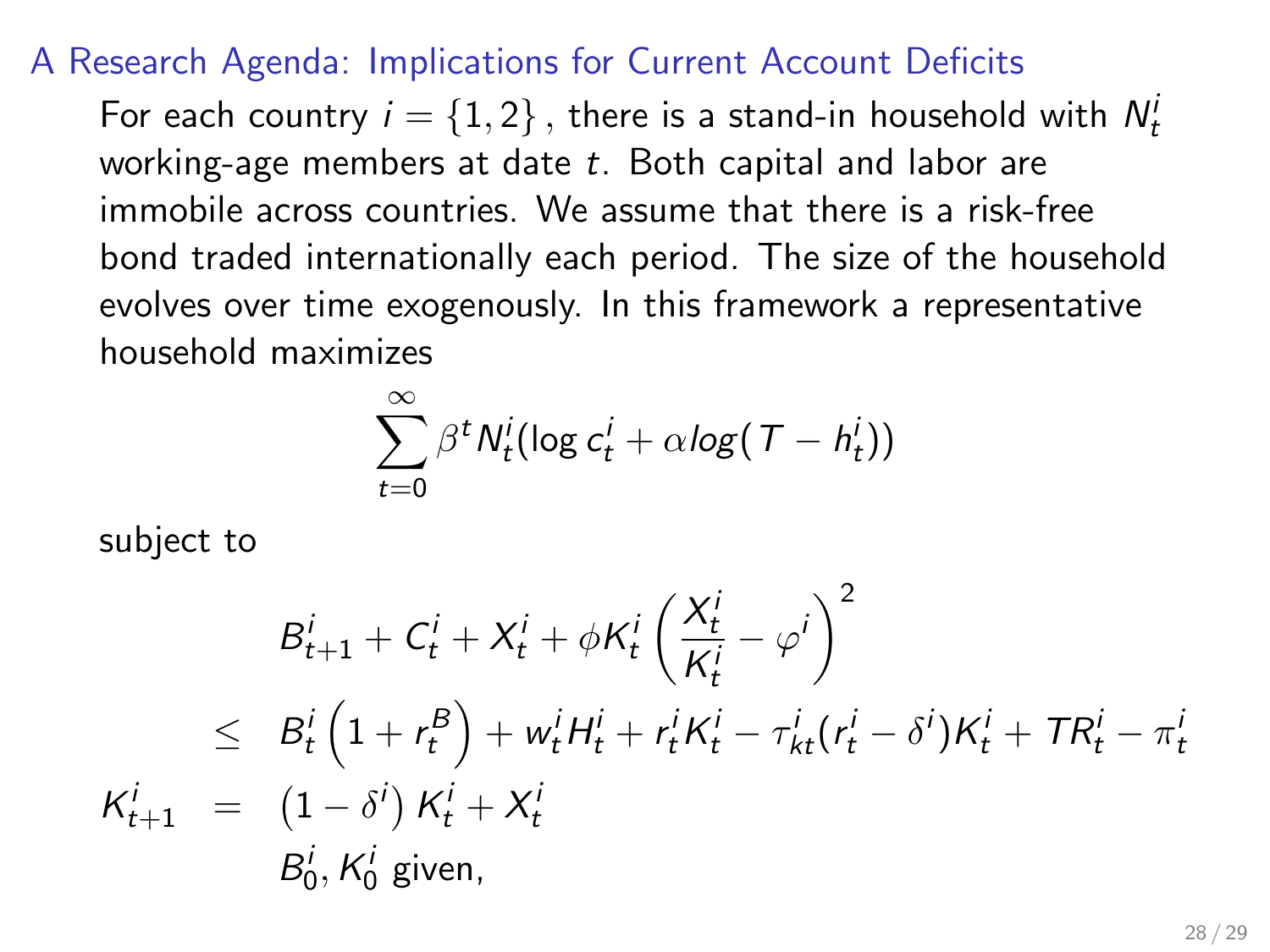## A Research Agenda: Implications for Current Account Deficits

For each country $i = \{1, 2\}$, there is a stand-in household with $N_t^i$ working-age members at date $t$. Both capital and labor are immobile across countries. We assume that there is a risk-free bond traded internationally each period. The size of the household evolves over time exogenously. In this framework a representative household maximizes

$$\sum_{t=0}^{\infty} \beta^t N_t^i (\log c_t^i + \alpha log(T - h_t^i))$$

subject to

$$
\begin{aligned}
& B_{t+1}^i + C_t^i + X_t^i + \phi K_t^i \left( \frac{X_t^i}{K_t^i} - \varphi^i \right)^2 \\
& \leq \quad B_t^i \left(1 + r_t^B\right) + w_t^i H_t^i + r_t^i K_t^i - \tau_{kt}^i (r_t^i - \delta^i) K_t^i + TR_t^i - \pi_t^i \\
K_{t+1}^i & = \quad \left(1 - \delta^i\right) K_t^i + X_t^i \\
& \quad\ B_0^i, K_0^i \text{ given,}
\end{aligned}
$$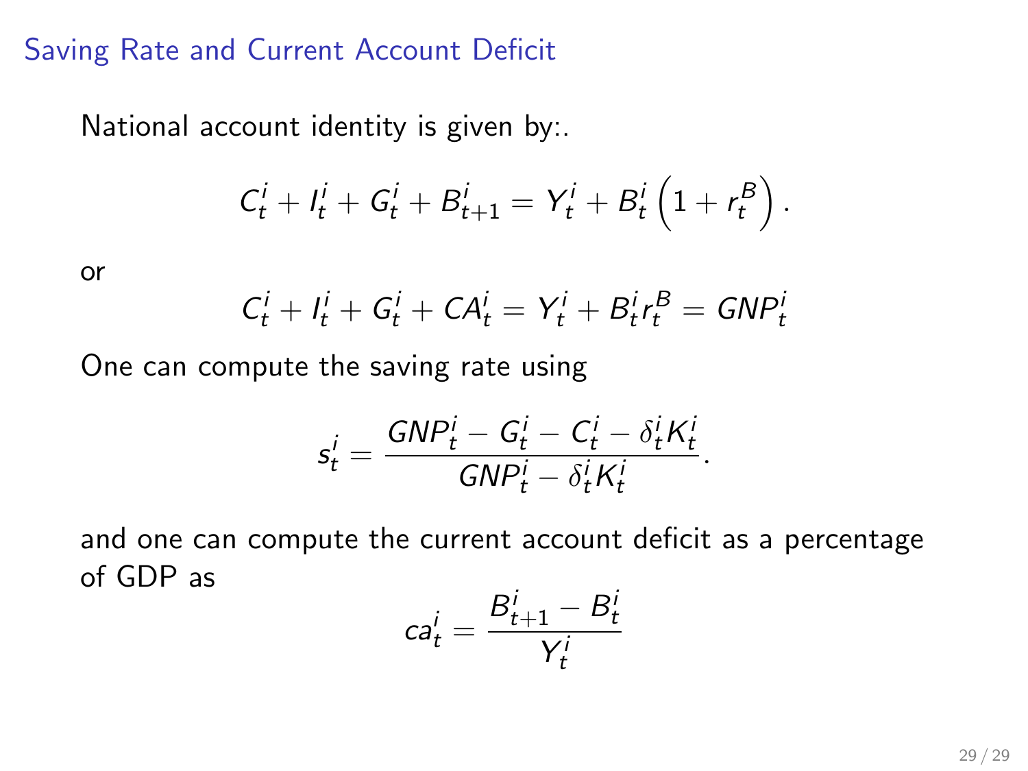## Saving Rate and Current Account Deficit

National account identity is given by:.

$$C_t^i + I_t^i + G_t^i + B_{t+1}^i = Y_t^i + B_t^i\left(1 + r_t^B\right).$$

or

$$C_t^i + I_t^i + G_t^i + CA_t^i = Y_t^i + B_t^i r_t^B = GNP_t^i$$

One can compute the saving rate using

$$s_t^i = \frac{GNP_t^i - G_t^i - C_t^i - \delta_t^i K_t^i}{GNP_t^i - \delta_t^i K_t^i}.$$

and one can compute the current account deficit as a percentage of GDP as

$$ca_t^i = \frac{B_{t+1}^i - B_t^i}{Y_t^i}$$